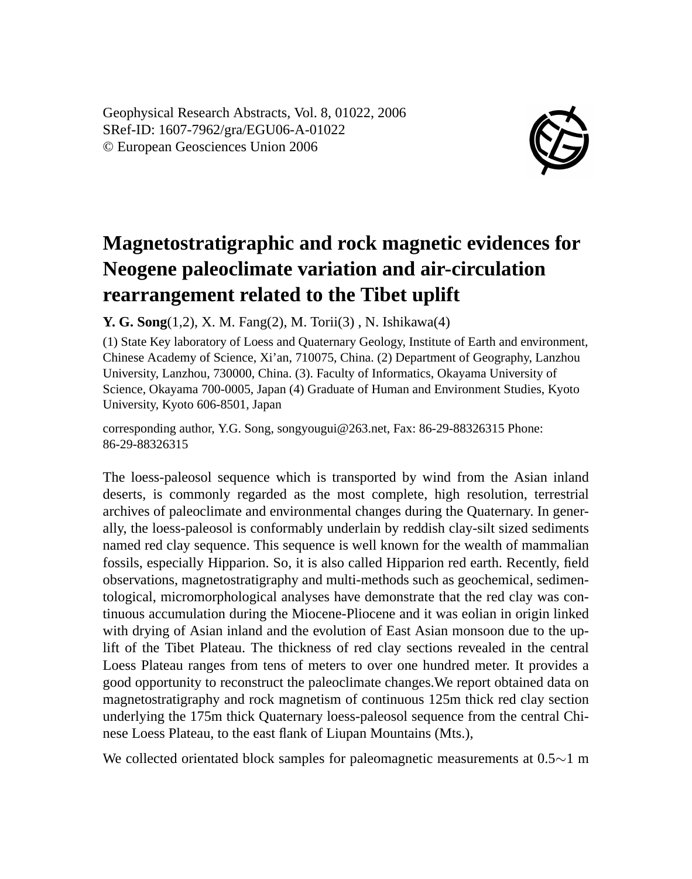# Magnetostratigraphic and rock magnetic evidences for Neogene paleoclimate variation and air-circulation rearrangement related to the Tibet uplift

**Y. G. Song**(1,2), X. M. Fang(2), M. Torii(3) , N. Ishikawa(4)

(1) State Key laboratory of Loess and Quaternary Geology, Institute of Earth and environment, Chinese Academy of Science, Xi'an, 710075, China. (2) Department of Geography, Lanzhou University, Lanzhou, 730000, China. (3). Faculty of Informatics, Okayama University of Science, Okayama 700-0005, Japan (4) Graduate of Human and Environment Studies, Kyoto University, Kyoto 606-8501, Japan

corresponding author, Y.G. Song, songyougui@263.net, Fax: 86-29-88326315 Phone: 86-29-88326315

The loess-paleosol sequence which is transported by wind from the Asian inland deserts, is commonly regarded as the most complete, high resolution, terrestrial archives of paleoclimate and environmental changes during the Quaternary. In generally, the loess-paleosol is conformably underlain by reddish clay-silt sized sediments named red clay sequence. This sequence is well known for the wealth of mammalian fossils, especially Hipparion. So, it is also called Hipparion red earth. Recently, field observations, magnetostratigraphy and multi-methods such as geochemical, sedimentological, micromorphological analyses have demonstrate that the red clay was continuous accumulation during the Miocene-Pliocene and it was eolian in origin linked with drying of Asian inland and the evolution of East Asian monsoon due to the uplift of the Tibet Plateau. The thickness of red clay sections revealed in the central Loess Plateau ranges from tens of meters to over one hundred meter. It provides a good opportunity to reconstruct the paleoclimate changes.We report obtained data on magnetostratigraphy and rock magnetism of continuous 125m thick red clay section underlying the 175m thick Quaternary loess-paleosol sequence from the central Chinese Loess Plateau, to the east flank of Liupan Mountains (Mts.),

We collected orientated block samples for paleomagnetic measurements at 0.5∼1 m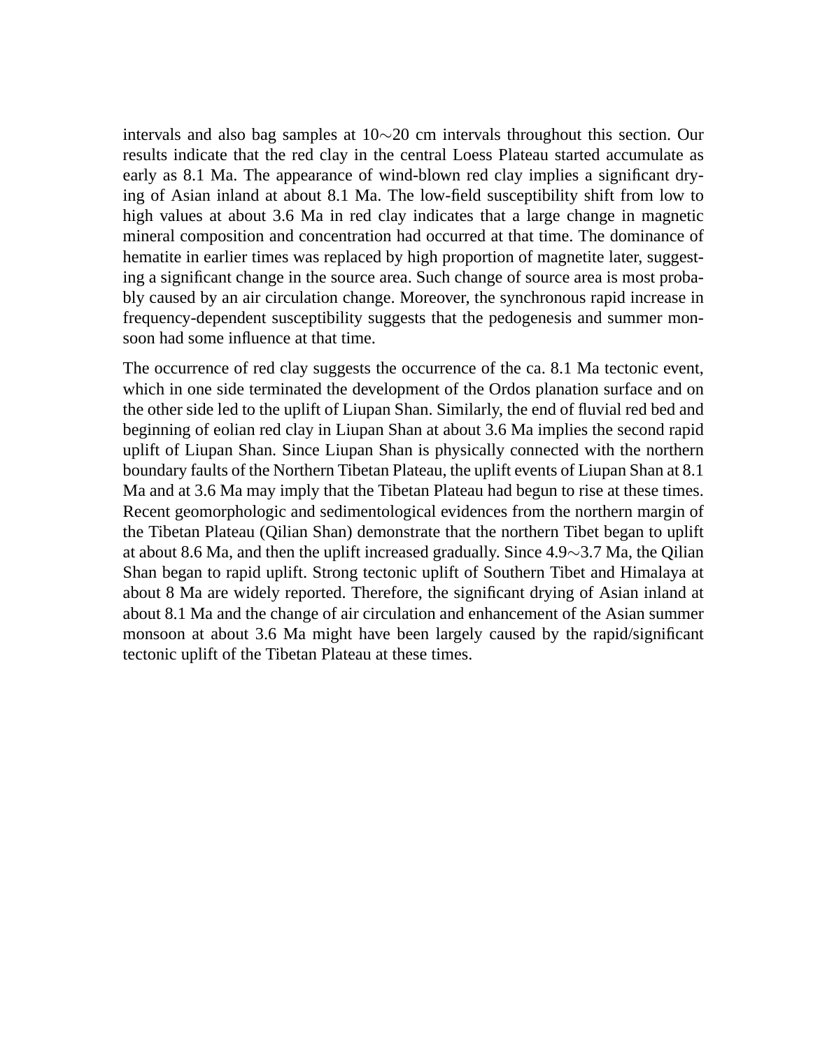intervals and also bag samples at 10∼20 cm intervals throughout this section. Our results indicate that the red clay in the central Loess Plateau started accumulate as early as 8.1 Ma. The appearance of wind-blown red clay implies a significant drying of Asian inland at about 8.1 Ma. The low-field susceptibility shift from low to high values at about 3.6 Ma in red clay indicates that a large change in magnetic mineral composition and concentration had occurred at that time. The dominance of hematite in earlier times was replaced by high proportion of magnetite later, suggesting a significant change in the source area. Such change of source area is most probably caused by an air circulation change. Moreover, the synchronous rapid increase in frequency-dependent susceptibility suggests that the pedogenesis and summer monsoon had some influence at that time.

The occurrence of red clay suggests the occurrence of the ca. 8.1 Ma tectonic event, which in one side terminated the development of the Ordos planation surface and on the other side led to the uplift of Liupan Shan. Similarly, the end of fluvial red bed and beginning of eolian red clay in Liupan Shan at about 3.6 Ma implies the second rapid uplift of Liupan Shan. Since Liupan Shan is physically connected with the northern boundary faults of the Northern Tibetan Plateau, the uplift events of Liupan Shan at 8.1 Ma and at 3.6 Ma may imply that the Tibetan Plateau had begun to rise at these times. Recent geomorphologic and sedimentological evidences from the northern margin of the Tibetan Plateau (Qilian Shan) demonstrate that the northern Tibet began to uplift at about 8.6 Ma, and then the uplift increased gradually. Since 4.9∼3.7 Ma, the Qilian Shan began to rapid uplift. Strong tectonic uplift of Southern Tibet and Himalaya at about 8 Ma are widely reported. Therefore, the significant drying of Asian inland at about 8.1 Ma and the change of air circulation and enhancement of the Asian summer monsoon at about 3.6 Ma might have been largely caused by the rapid/significant tectonic uplift of the Tibetan Plateau at these times.